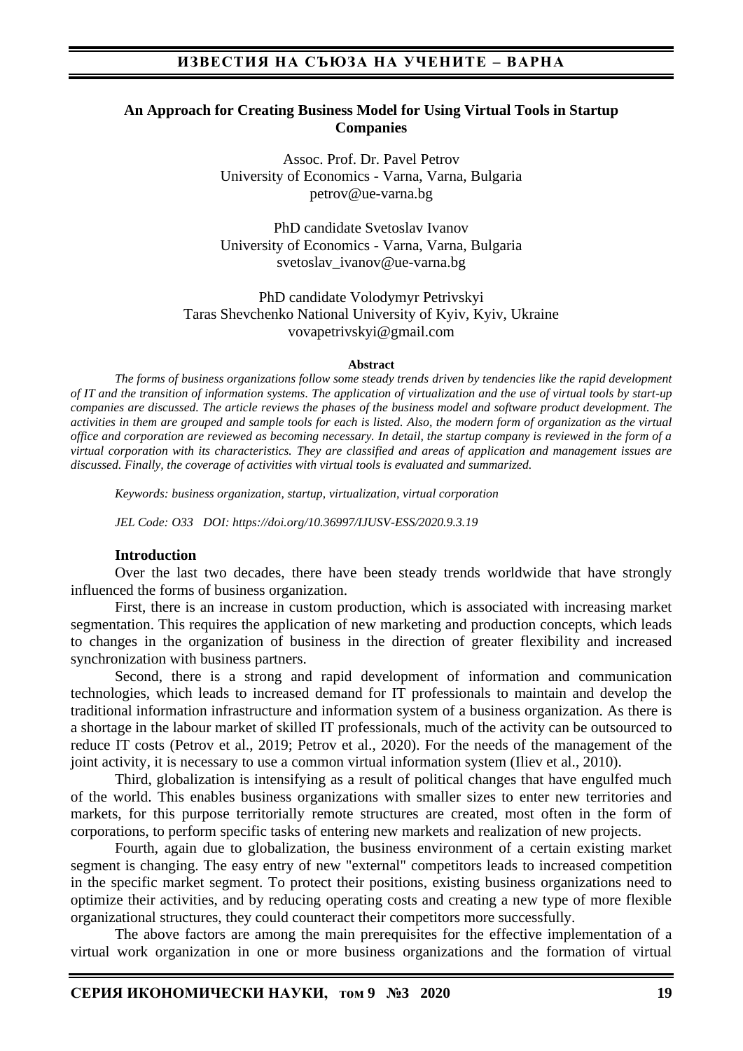# An Approach for Creating Business Model for Using Virtual Tools in Startup Companies

Assoc. Prof. Dr. Pavel Petrov
University of Economics - Varna, Varna, Bulgaria
petrov@ue-varna.bg

PhD candidate Svetoslav Ivanov
University of Economics - Varna, Varna, Bulgaria
svetoslav_ivanov@ue-varna.bg

PhD candidate Volodymyr Petrivskyi
Taras Shevchenko National University of Kyiv, Kyiv, Ukraine
vovapetrivskyi@gmail.com

**Abstract**

*The forms of business organizations follow some steady trends driven by tendencies like the rapid development of IT and the transition of information systems. The application of virtualization and the use of virtual tools by start-up companies are discussed. The article reviews the phases of the business model and software product development. The activities in them are grouped and sample tools for each is listed. Also, the modern form of organization as the virtual office and corporation are reviewed as becoming necessary. In detail, the startup company is reviewed in the form of a virtual corporation with its characteristics. They are classified and areas of application and management issues are discussed. Finally, the coverage of activities with virtual tools is evaluated and summarized.*

*Keywords: business organization, startup, virtualization, virtual corporation*

*JEL Code: O33 DOI: https://doi.org/10.36997/IJUSV-ESS/2020.9.3.19*

## Introduction

Over the last two decades, there have been steady trends worldwide that have strongly influenced the forms of business organization.

First, there is an increase in custom production, which is associated with increasing market segmentation. This requires the application of new marketing and production concepts, which leads to changes in the organization of business in the direction of greater flexibility and increased synchronization with business partners.

Second, there is a strong and rapid development of information and communication technologies, which leads to increased demand for IT professionals to maintain and develop the traditional information infrastructure and information system of a business organization. As there is a shortage in the labour market of skilled IT professionals, much of the activity can be outsourced to reduce IT costs (Petrov et al., 2019; Petrov et al., 2020). For the needs of the management of the joint activity, it is necessary to use a common virtual information system (Iliev et al., 2010).

Third, globalization is intensifying as a result of political changes that have engulfed much of the world. This enables business organizations with smaller sizes to enter new territories and markets, for this purpose territorially remote structures are created, most often in the form of corporations, to perform specific tasks of entering new markets and realization of new projects.

Fourth, again due to globalization, the business environment of a certain existing market segment is changing. The easy entry of new "external" competitors leads to increased competition in the specific market segment. To protect their positions, existing business organizations need to optimize their activities, and by reducing operating costs and creating a new type of more flexible organizational structures, they could counteract their competitors more successfully.

The above factors are among the main prerequisites for the effective implementation of a virtual work organization in one or more business organizations and the formation of virtual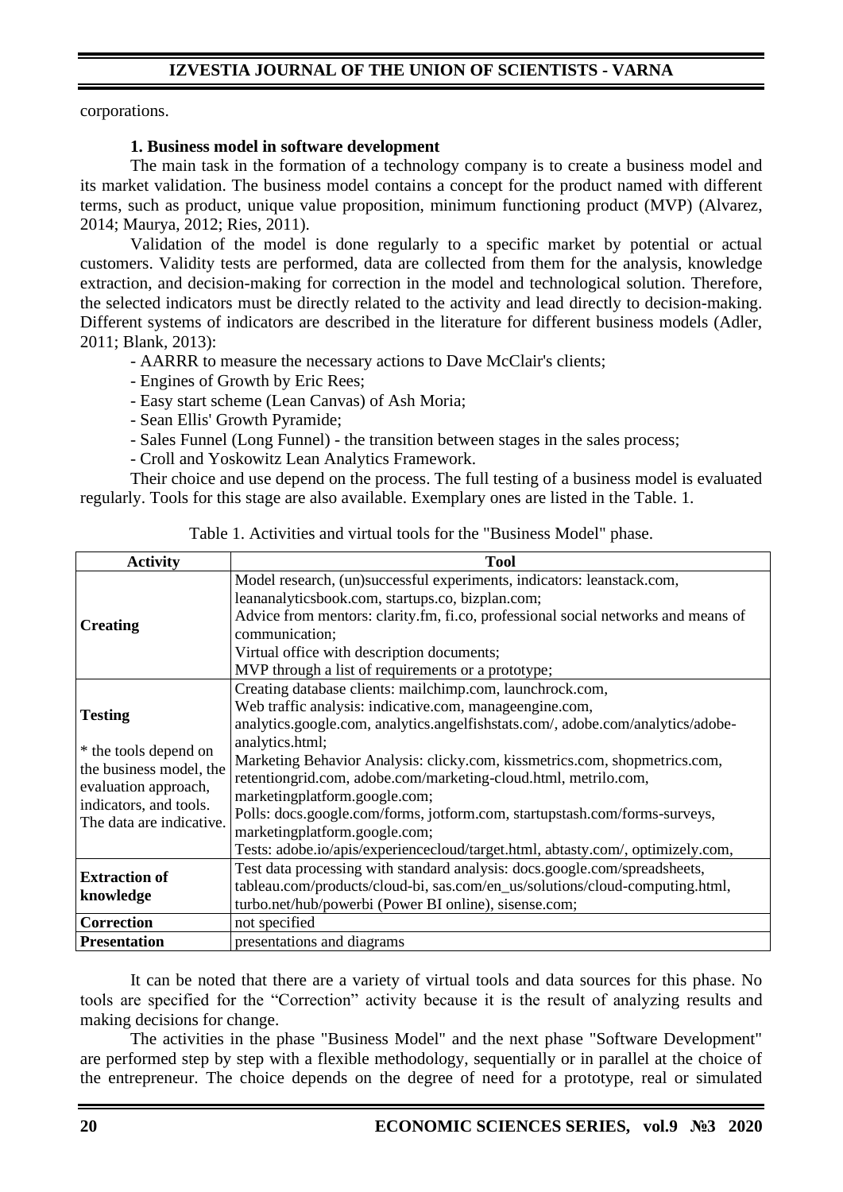corporations.

### 1. Business model in software development

The main task in the formation of a technology company is to create a business model and its market validation. The business model contains a concept for the product named with different terms, such as product, unique value proposition, minimum functioning product (MVP) (Alvarez, 2014; Maurya, 2012; Ries, 2011).

Validation of the model is done regularly to a specific market by potential or actual customers. Validity tests are performed, data are collected from them for the analysis, knowledge extraction, and decision-making for correction in the model and technological solution. Therefore, the selected indicators must be directly related to the activity and lead directly to decision-making. Different systems of indicators are described in the literature for different business models (Adler, 2011; Blank, 2013):

- AARRR to measure the necessary actions to Dave McClair's clients;
- Engines of Growth by Eric Rees;
- Easy start scheme (Lean Canvas) of Ash Moria;
- Sean Ellis' Growth Pyramide;
- Sales Funnel (Long Funnel) - the transition between stages in the sales process;
- Croll and Yoskowitz Lean Analytics Framework.

Their choice and use depend on the process. The full testing of a business model is evaluated regularly. Tools for this stage are also available. Exemplary ones are listed in the Table. 1.

Table 1. Activities and virtual tools for the "Business Model" phase.

| Activity | Tool |
|---|---|
| **Creating** | Model research, (un)successful experiments, indicators: leanstack.com, leananalyticsbook.com, startups.co, bizplan.com;<br>Advice from mentors: clarity.fm, fi.co, professional social networks and means of communication;<br>Virtual office with description documents;<br>MVP through a list of requirements or a prototype; |
| **Testing**<br><br>* the tools depend on the business model, the evaluation approach, indicators, and tools. The data are indicative. | Creating database clients: mailchimp.com, launchrock.com,<br>Web traffic analysis: indicative.com, manageengine.com, analytics.google.com, analytics.angelfishstats.com/, adobe.com/analytics/adobe-analytics.html;<br>Marketing Behavior Analysis: clicky.com, kissmetrics.com, shopmetrics.com, retentiongrid.com, adobe.com/marketing-cloud.html, metrilo.com, marketingplatform.google.com;<br>Polls: docs.google.com/forms, jotform.com, startupstash.com/forms-surveys, marketingplatform.google.com;<br>Tests: adobe.io/apis/experiencecloud/target.html, abtasty.com/, optimizely.com, |
| **Extraction of knowledge** | Test data processing with standard analysis: docs.google.com/spreadsheets, tableau.com/products/cloud-bi, sas.com/en_us/solutions/cloud-computing.html, turbo.net/hub/powerbi (Power BI online), sisense.com; |
| **Correction** | not specified |
| **Presentation** | presentations and diagrams |

It can be noted that there are a variety of virtual tools and data sources for this phase. No tools are specified for the "Correction" activity because it is the result of analyzing results and making decisions for change.

The activities in the phase "Business Model" and the next phase "Software Development" are performed step by step with a flexible methodology, sequentially or in parallel at the choice of the entrepreneur. The choice depends on the degree of need for a prototype, real or simulated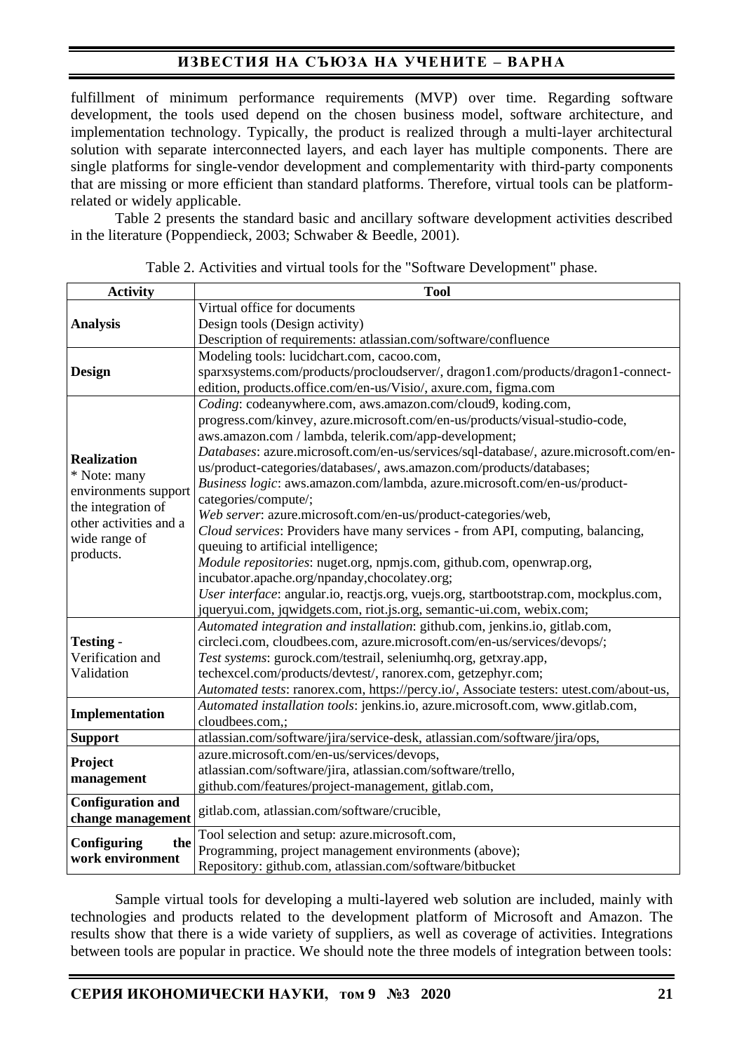fulfillment of minimum performance requirements (MVP) over time. Regarding software development, the tools used depend on the chosen business model, software architecture, and implementation technology. Typically, the product is realized through a multi-layer architectural solution with separate interconnected layers, and each layer has multiple components. There are single platforms for single-vendor development and complementarity with third-party components that are missing or more efficient than standard platforms. Therefore, virtual tools can be platform-related or widely applicable.

Table 2 presents the standard basic and ancillary software development activities described in the literature (Poppendieck, 2003; Schwaber & Beedle, 2001).

Table 2. Activities and virtual tools for the "Software Development" phase.

| Activity | Tool |
|---|---|
| **Analysis** | Virtual office for documents<br>Design tools (Design activity)<br>Description of requirements: atlassian.com/software/confluence |
| **Design** | Modeling tools: lucidchart.com, cacoo.com, sparxsystems.com/products/procloudserver/, dragon1.com/products/dragon1-connect-edition, products.office.com/en-us/Visio/, axure.com, figma.com |
| **Realization**<br>* Note: many environments support the integration of other activities and a wide range of products. | *Coding*: codeanywhere.com, aws.amazon.com/cloud9, koding.com, progress.com/kinvey, azure.microsoft.com/en-us/products/visual-studio-code, aws.amazon.com / lambda, telerik.com/app-development;<br>*Databases*: azure.microsoft.com/en-us/services/sql-database/, azure.microsoft.com/en-us/product-categories/databases/, aws.amazon.com/products/databases;<br>*Business logic*: aws.amazon.com/lambda, azure.microsoft.com/en-us/product-categories/compute/;<br>*Web server*: azure.microsoft.com/en-us/product-categories/web,<br>*Cloud services*: Providers have many services - from API, computing, balancing, queuing to artificial intelligence;<br>*Module repositories*: nuget.org, npmjs.com, github.com, openwrap.org, incubator.apache.org/npanday,chocolatey.org;<br>*User interface*: angular.io, reactjs.org, vuejs.org, startbootstrap.com, mockplus.com, jqueryui.com, jqwidgets.com, riot.js.org, semantic-ui.com, webix.com; |
| **Testing** - Verification and Validation | *Automated integration and installation*: github.com, jenkins.io, gitlab.com, circleci.com, cloudbees.com, azure.microsoft.com/en-us/services/devops/;<br>*Test systems*: gurock.com/testrail, seleniumhq.org, getxray.app, techexcel.com/products/devtest/, ranorex.com, getzephyr.com;<br>*Automated tests*: ranorex.com, https://percy.io/, Associate testers: utest.com/about-us, |
| **Implementation** | *Automated installation tools*: jenkins.io, azure.microsoft.com, www.gitlab.com, cloudbees.com,; |
| **Support** | atlassian.com/software/jira/service-desk, atlassian.com/software/jira/ops, |
| **Project management** | azure.microsoft.com/en-us/services/devops, atlassian.com/software/jira, atlassian.com/software/trello, github.com/features/project-management, gitlab.com, |
| **Configuration and change management** | gitlab.com, atlassian.com/software/crucible, |
| **Configuring the work environment** | Tool selection and setup: azure.microsoft.com,<br>Programming, project management environments (above);<br>Repository: github.com, atlassian.com/software/bitbucket |

Sample virtual tools for developing a multi-layered web solution are included, mainly with technologies and products related to the development platform of Microsoft and Amazon. The results show that there is a wide variety of suppliers, as well as coverage of activities. Integrations between tools are popular in practice. We should note the three models of integration between tools: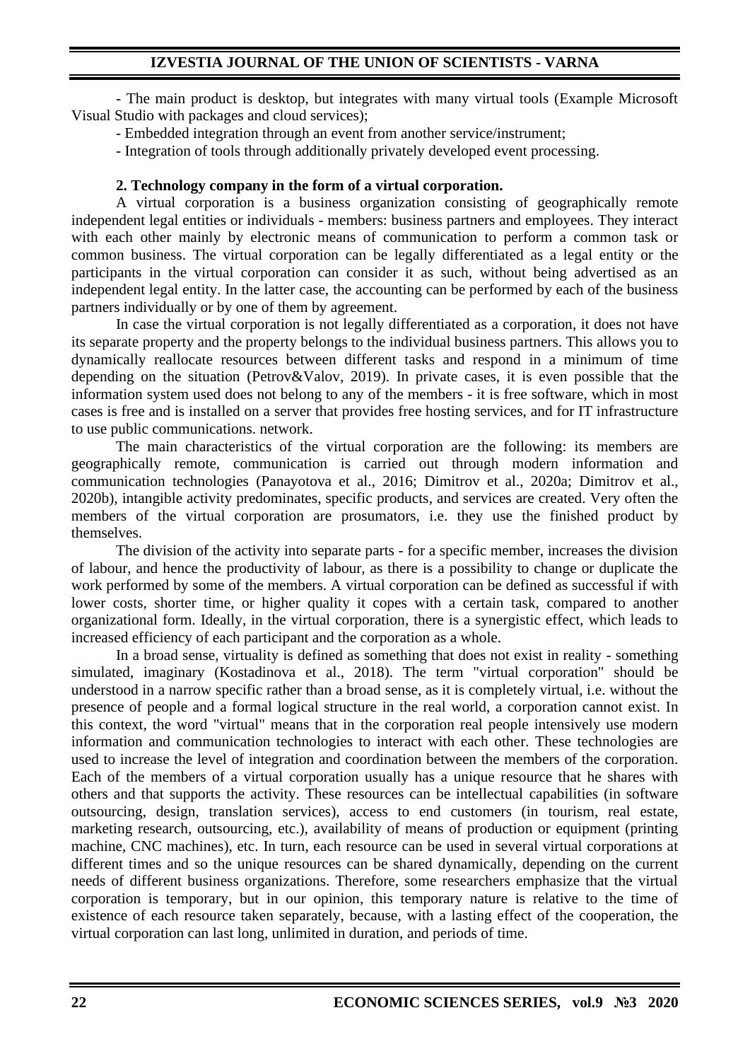- The main product is desktop, but integrates with many virtual tools (Example Microsoft Visual Studio with packages and cloud services);

- Embedded integration through an event from another service/instrument;

- Integration of tools through additionally privately developed event processing.

### 2. Technology company in the form of a virtual corporation.

A virtual corporation is a business organization consisting of geographically remote independent legal entities or individuals - members: business partners and employees. They interact with each other mainly by electronic means of communication to perform a common task or common business. The virtual corporation can be legally differentiated as a legal entity or the participants in the virtual corporation can consider it as such, without being advertised as an independent legal entity. In the latter case, the accounting can be performed by each of the business partners individually or by one of them by agreement.

In case the virtual corporation is not legally differentiated as a corporation, it does not have its separate property and the property belongs to the individual business partners. This allows you to dynamically reallocate resources between different tasks and respond in a minimum of time depending on the situation (Petrov&Valov, 2019). In private cases, it is even possible that the information system used does not belong to any of the members - it is free software, which in most cases is free and is installed on a server that provides free hosting services, and for IT infrastructure to use public communications. network.

The main characteristics of the virtual corporation are the following: its members are geographically remote, communication is carried out through modern information and communication technologies (Panayotova et al., 2016; Dimitrov et al., 2020a; Dimitrov et al., 2020b), intangible activity predominates, specific products, and services are created. Very often the members of the virtual corporation are prosumators, i.e. they use the finished product by themselves.

The division of the activity into separate parts - for a specific member, increases the division of labour, and hence the productivity of labour, as there is a possibility to change or duplicate the work performed by some of the members. A virtual corporation can be defined as successful if with lower costs, shorter time, or higher quality it copes with a certain task, compared to another organizational form. Ideally, in the virtual corporation, there is a synergistic effect, which leads to increased efficiency of each participant and the corporation as a whole.

In a broad sense, virtuality is defined as something that does not exist in reality - something simulated, imaginary (Kostadinova et al., 2018). The term "virtual corporation" should be understood in a narrow specific rather than a broad sense, as it is completely virtual, i.e. without the presence of people and a formal logical structure in the real world, a corporation cannot exist. In this context, the word "virtual" means that in the corporation real people intensively use modern information and communication technologies to interact with each other. These technologies are used to increase the level of integration and coordination between the members of the corporation. Each of the members of a virtual corporation usually has a unique resource that he shares with others and that supports the activity. These resources can be intellectual capabilities (in software outsourcing, design, translation services), access to end customers (in tourism, real estate, marketing research, outsourcing, etc.), availability of means of production or equipment (printing machine, CNC machines), etc. In turn, each resource can be used in several virtual corporations at different times and so the unique resources can be shared dynamically, depending on the current needs of different business organizations. Therefore, some researchers emphasize that the virtual corporation is temporary, but in our opinion, this temporary nature is relative to the time of existence of each resource taken separately, because, with a lasting effect of the cooperation, the virtual corporation can last long, unlimited in duration, and periods of time.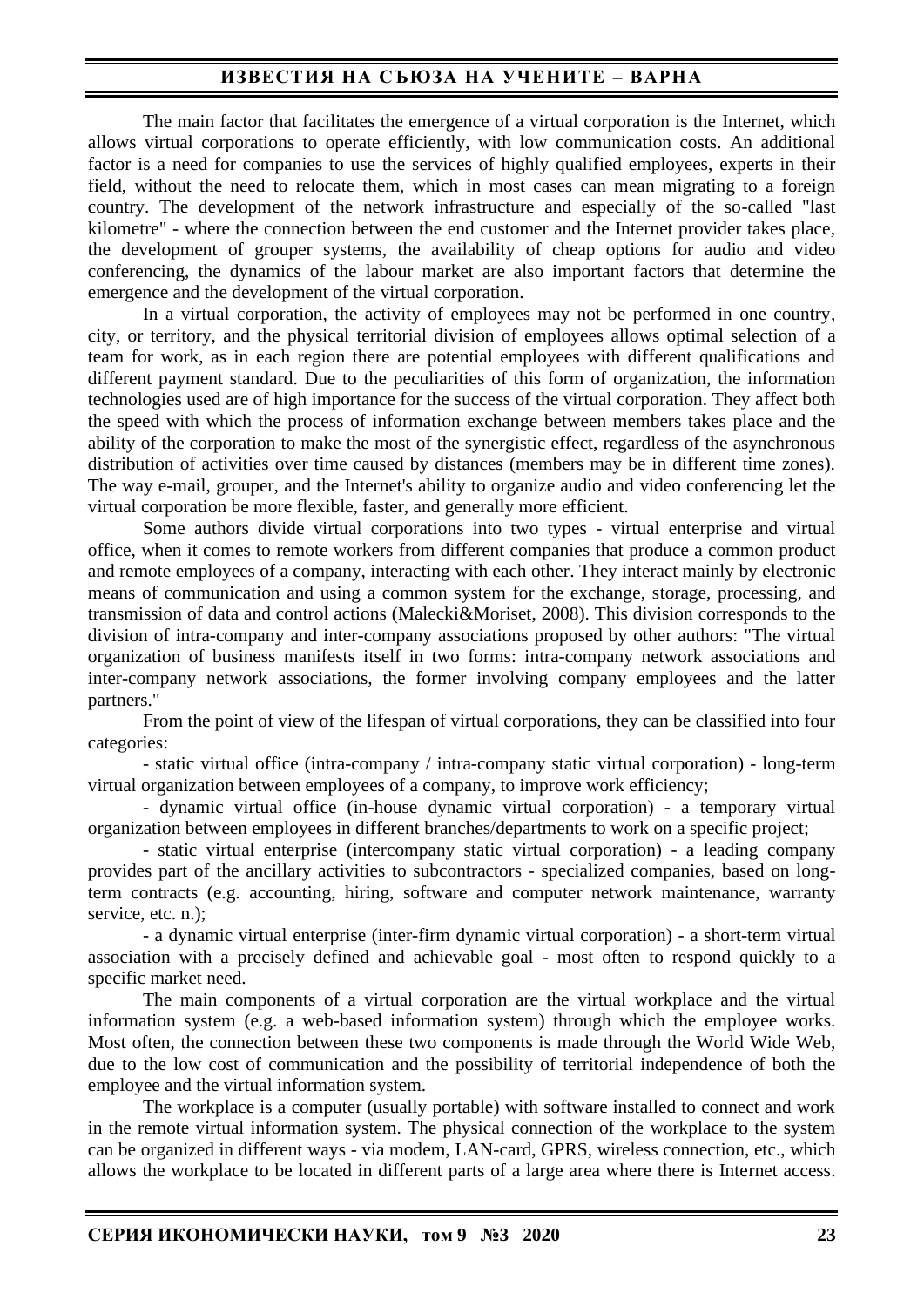The main factor that facilitates the emergence of a virtual corporation is the Internet, which allows virtual corporations to operate efficiently, with low communication costs. An additional factor is a need for companies to use the services of highly qualified employees, experts in their field, without the need to relocate them, which in most cases can mean migrating to a foreign country. The development of the network infrastructure and especially of the so-called "last kilometre" - where the connection between the end customer and the Internet provider takes place, the development of grouper systems, the availability of cheap options for audio and video conferencing, the dynamics of the labour market are also important factors that determine the emergence and the development of the virtual corporation.

In a virtual corporation, the activity of employees may not be performed in one country, city, or territory, and the physical territorial division of employees allows optimal selection of a team for work, as in each region there are potential employees with different qualifications and different payment standard. Due to the peculiarities of this form of organization, the information technologies used are of high importance for the success of the virtual corporation. They affect both the speed with which the process of information exchange between members takes place and the ability of the corporation to make the most of the synergistic effect, regardless of the asynchronous distribution of activities over time caused by distances (members may be in different time zones). The way e-mail, grouper, and the Internet's ability to organize audio and video conferencing let the virtual corporation be more flexible, faster, and generally more efficient.

Some authors divide virtual corporations into two types - virtual enterprise and virtual office, when it comes to remote workers from different companies that produce a common product and remote employees of a company, interacting with each other. They interact mainly by electronic means of communication and using a common system for the exchange, storage, processing, and transmission of data and control actions (Malecki&Moriset, 2008). This division corresponds to the division of intra-company and inter-company associations proposed by other authors: "The virtual organization of business manifests itself in two forms: intra-company network associations and inter-company network associations, the former involving company employees and the latter partners."

From the point of view of the lifespan of virtual corporations, they can be classified into four categories:

- static virtual office (intra-company / intra-company static virtual corporation) - long-term virtual organization between employees of a company, to improve work efficiency;
- dynamic virtual office (in-house dynamic virtual corporation) - a temporary virtual organization between employees in different branches/departments to work on a specific project;
- static virtual enterprise (intercompany static virtual corporation) - a leading company provides part of the ancillary activities to subcontractors - specialized companies, based on long-term contracts (e.g. accounting, hiring, software and computer network maintenance, warranty service, etc. n.);
- a dynamic virtual enterprise (inter-firm dynamic virtual corporation) - a short-term virtual association with a precisely defined and achievable goal - most often to respond quickly to a specific market need.

The main components of a virtual corporation are the virtual workplace and the virtual information system (e.g. a web-based information system) through which the employee works. Most often, the connection between these two components is made through the World Wide Web, due to the low cost of communication and the possibility of territorial independence of both the employee and the virtual information system.

The workplace is a computer (usually portable) with software installed to connect and work in the remote virtual information system. The physical connection of the workplace to the system can be organized in different ways - via modem, LAN-card, GPRS, wireless connection, etc., which allows the workplace to be located in different parts of a large area where there is Internet access.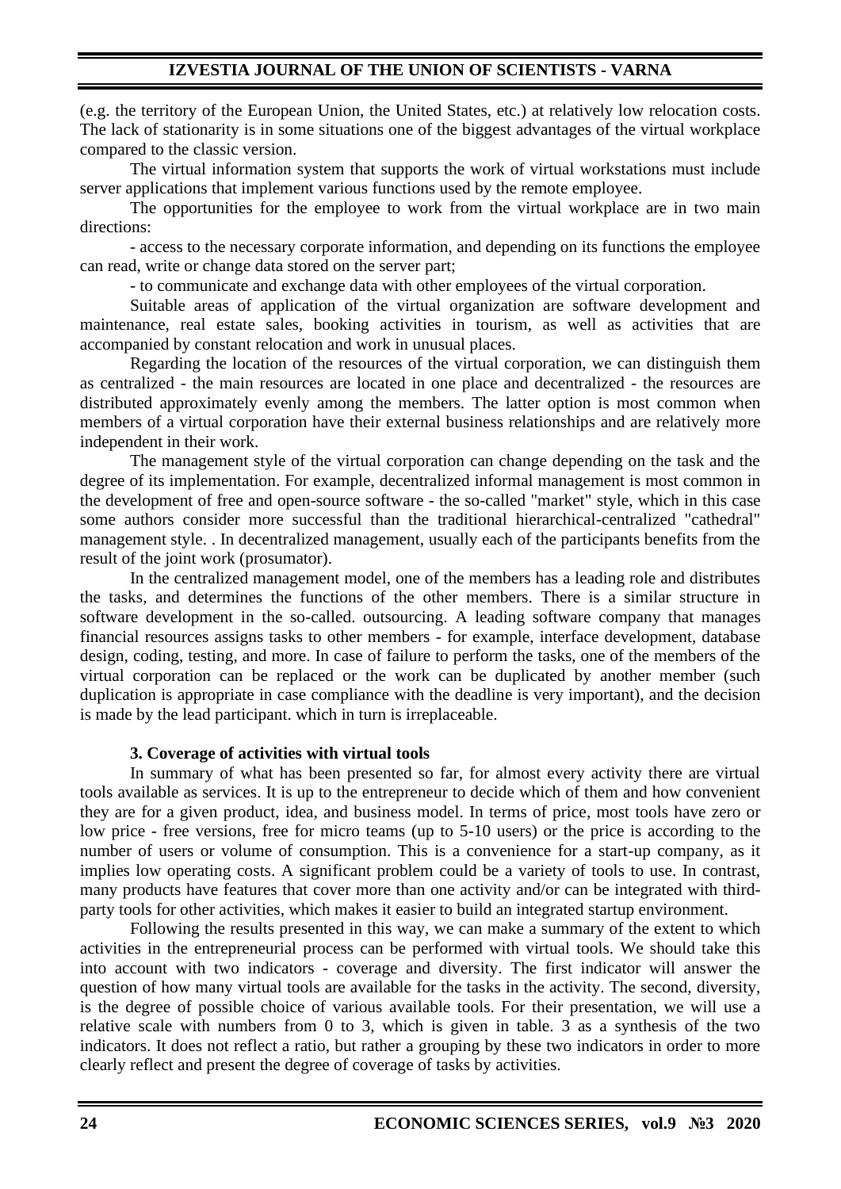(e.g. the territory of the European Union, the United States, etc.) at relatively low relocation costs. The lack of stationarity is in some situations one of the biggest advantages of the virtual workplace compared to the classic version.

The virtual information system that supports the work of virtual workstations must include server applications that implement various functions used by the remote employee.

The opportunities for the employee to work from the virtual workplace are in two main directions:

- access to the necessary corporate information, and depending on its functions the employee can read, write or change data stored on the server part;
- to communicate and exchange data with other employees of the virtual corporation.

Suitable areas of application of the virtual organization are software development and maintenance, real estate sales, booking activities in tourism, as well as activities that are accompanied by constant relocation and work in unusual places.

Regarding the location of the resources of the virtual corporation, we can distinguish them as centralized - the main resources are located in one place and decentralized - the resources are distributed approximately evenly among the members. The latter option is most common when members of a virtual corporation have their external business relationships and are relatively more independent in their work.

The management style of the virtual corporation can change depending on the task and the degree of its implementation. For example, decentralized informal management is most common in the development of free and open-source software - the so-called "market" style, which in this case some authors consider more successful than the traditional hierarchical-centralized "cathedral" management style. . In decentralized management, usually each of the participants benefits from the result of the joint work (prosumator).

In the centralized management model, one of the members has a leading role and distributes the tasks, and determines the functions of the other members. There is a similar structure in software development in the so-called. outsourcing. A leading software company that manages financial resources assigns tasks to other members - for example, interface development, database design, coding, testing, and more. In case of failure to perform the tasks, one of the members of the virtual corporation can be replaced or the work can be duplicated by another member (such duplication is appropriate in case compliance with the deadline is very important), and the decision is made by the lead participant. which in turn is irreplaceable.

### 3. Coverage of activities with virtual tools

In summary of what has been presented so far, for almost every activity there are virtual tools available as services. It is up to the entrepreneur to decide which of them and how convenient they are for a given product, idea, and business model. In terms of price, most tools have zero or low price - free versions, free for micro teams (up to 5-10 users) or the price is according to the number of users or volume of consumption. This is a convenience for a start-up company, as it implies low operating costs. A significant problem could be a variety of tools to use. In contrast, many products have features that cover more than one activity and/or can be integrated with third-party tools for other activities, which makes it easier to build an integrated startup environment.

Following the results presented in this way, we can make a summary of the extent to which activities in the entrepreneurial process can be performed with virtual tools. We should take this into account with two indicators - coverage and diversity. The first indicator will answer the question of how many virtual tools are available for the tasks in the activity. The second, diversity, is the degree of possible choice of various available tools. For their presentation, we will use a relative scale with numbers from 0 to 3, which is given in table. 3 as a synthesis of the two indicators. It does not reflect a ratio, but rather a grouping by these two indicators in order to more clearly reflect and present the degree of coverage of tasks by activities.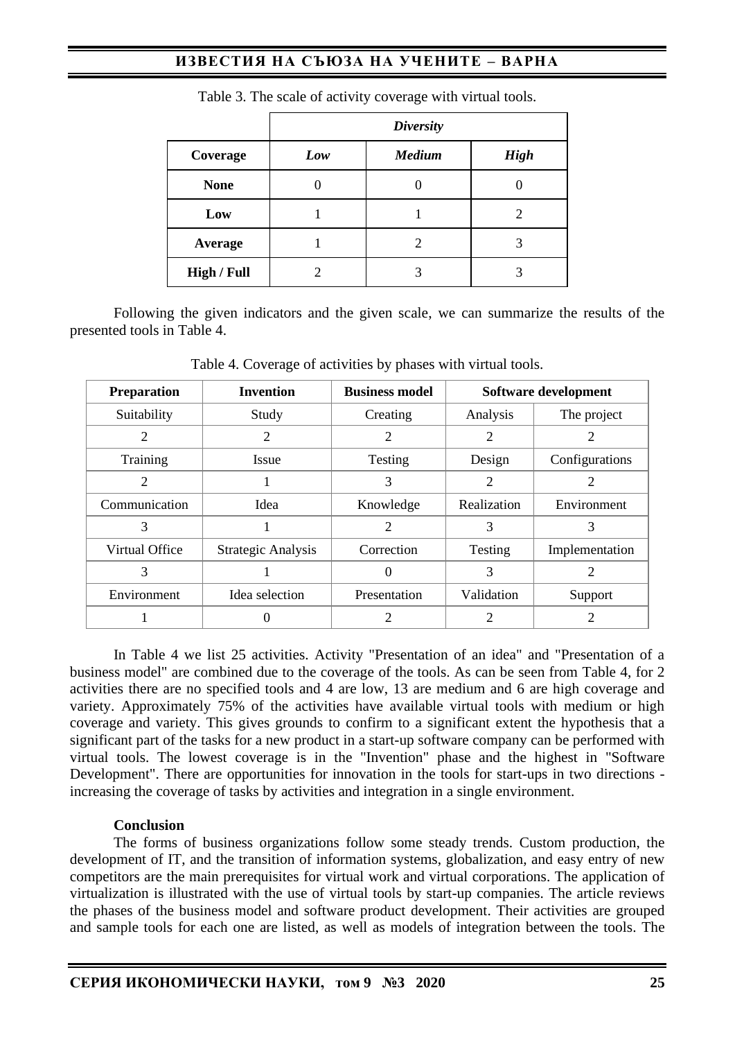Table 3. The scale of activity coverage with virtual tools.

| | *Diversity* | | |
|---|---|---|---|
| **Coverage** | ***Low*** | ***Medium*** | ***High*** |
| **None** | 0 | 0 | 0 |
| **Low** | 1 | 1 | 2 |
| **Average** | 1 | 2 | 3 |
| **High / Full** | 2 | 3 | 3 |

Following the given indicators and the given scale, we can summarize the results of the presented tools in Table 4.

Table 4. Coverage of activities by phases with virtual tools.

| **Preparation** | **Invention** | **Business model** | **Software development** | |
|---|---|---|---|---|
| Suitability | Study | Creating | Analysis | The project |
| 2 | 2 | 2 | 2 | 2 |
| Training | Issue | Testing | Design | Configurations |
| 2 | 1 | 3 | 2 | 2 |
| Communication | Idea | Knowledge | Realization | Environment |
| 3 | 1 | 2 | 3 | 3 |
| Virtual Office | Strategic Analysis | Correction | Testing | Implementation |
| 3 | 1 | 0 | 3 | 2 |
| Environment | Idea selection | Presentation | Validation | Support |
| 1 | 0 | 2 | 2 | 2 |

In Table 4 we list 25 activities. Activity "Presentation of an idea" and "Presentation of a business model" are combined due to the coverage of the tools. As can be seen from Table 4, for 2 activities there are no specified tools and 4 are low, 13 are medium and 6 are high coverage and variety. Approximately 75% of the activities have available virtual tools with medium or high coverage and variety. This gives grounds to confirm to a significant extent the hypothesis that a significant part of the tasks for a new product in a start-up software company can be performed with virtual tools. The lowest coverage is in the "Invention" phase and the highest in "Software Development". There are opportunities for innovation in the tools for start-ups in two directions - increasing the coverage of tasks by activities and integration in a single environment.

**Conclusion**

The forms of business organizations follow some steady trends. Custom production, the development of IT, and the transition of information systems, globalization, and easy entry of new competitors are the main prerequisites for virtual work and virtual corporations. The application of virtualization is illustrated with the use of virtual tools by start-up companies. The article reviews the phases of the business model and software product development. Their activities are grouped and sample tools for each one are listed, as well as models of integration between the tools. The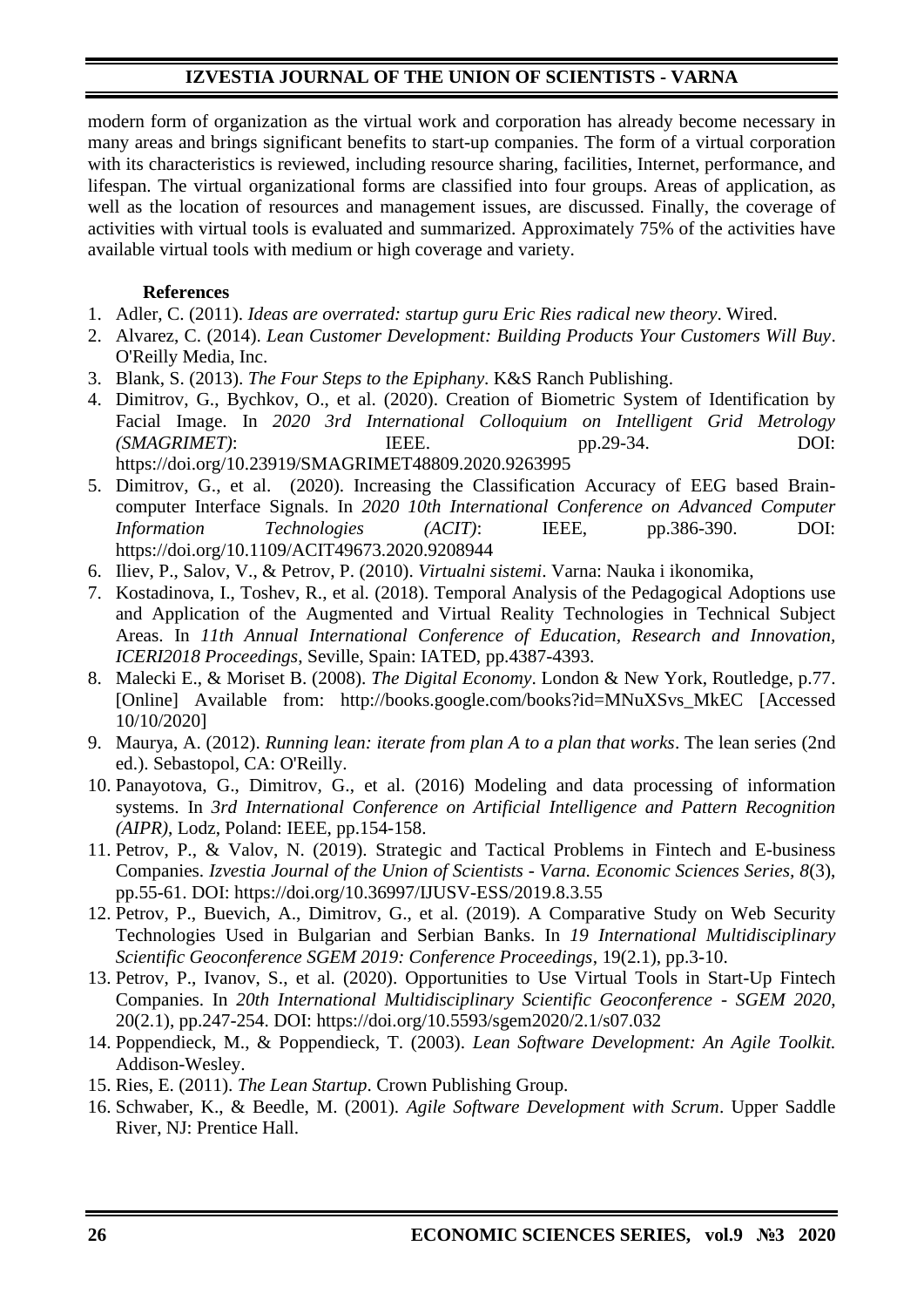modern form of organization as the virtual work and corporation has already become necessary in many areas and brings significant benefits to start-up companies. The form of a virtual corporation with its characteristics is reviewed, including resource sharing, facilities, Internet, performance, and lifespan. The virtual organizational forms are classified into four groups. Areas of application, as well as the location of resources and management issues, are discussed. Finally, the coverage of activities with virtual tools is evaluated and summarized. Approximately 75% of the activities have available virtual tools with medium or high coverage and variety.

**References**

1. Adler, C. (2011). *Ideas are overrated: startup guru Eric Ries radical new theory*. Wired.
2. Alvarez, C. (2014). *Lean Customer Development: Building Products Your Customers Will Buy*. O'Reilly Media, Inc.
3. Blank, S. (2013). *The Four Steps to the Epiphany*. K&S Ranch Publishing.
4. Dimitrov, G., Bychkov, O., et al. (2020). Creation of Biometric System of Identification by Facial Image. In *2020 3rd International Colloquium on Intelligent Grid Metrology (SMAGRIMET)*: IEEE. pp.29-34. DOI: https://doi.org/10.23919/SMAGRIMET48809.2020.9263995
5. Dimitrov, G., et al. (2020). Increasing the Classification Accuracy of EEG based Brain-computer Interface Signals. In *2020 10th International Conference on Advanced Computer Information Technologies (ACIT)*: IEEE, pp.386-390. DOI: https://doi.org/10.1109/ACIT49673.2020.9208944
6. Iliev, P., Salov, V., & Petrov, P. (2010). *Virtualni sistemi*. Varna: Nauka i ikonomika,
7. Kostadinova, I., Toshev, R., et al. (2018). Temporal Analysis of the Pedagogical Adoptions use and Application of the Augmented and Virtual Reality Technologies in Technical Subject Areas. In *11th Annual International Conference of Education, Research and Innovation, ICERI2018 Proceedings*, Seville, Spain: IATED, pp.4387-4393.
8. Malecki E., & Moriset B. (2008). *The Digital Economy*. London & New York, Routledge, p.77. [Online] Available from: http://books.google.com/books?id=MNuXSvs_MkEC [Accessed 10/10/2020]
9. Maurya, A. (2012). *Running lean: iterate from plan A to a plan that works*. The lean series (2nd ed.). Sebastopol, CA: O'Reilly.
10. Panayotova, G., Dimitrov, G., et al. (2016) Modeling and data processing of information systems. In *3rd International Conference on Artificial Intelligence and Pattern Recognition (AIPR)*, Lodz, Poland: IEEE, pp.154-158.
11. Petrov, P., & Valov, N. (2019). Strategic and Tactical Problems in Fintech and E-business Companies. *Izvestia Journal of the Union of Scientists - Varna. Economic Sciences Series, 8*(3), pp.55-61. DOI: https://doi.org/10.36997/IJUSV-ESS/2019.8.3.55
12. Petrov, P., Buevich, A., Dimitrov, G., et al. (2019). A Comparative Study on Web Security Technologies Used in Bulgarian and Serbian Banks. In *19 International Multidisciplinary Scientific Geoconference SGEM 2019: Conference Proceedings*, 19(2.1), pp.3-10.
13. Petrov, P., Ivanov, S., et al. (2020). Opportunities to Use Virtual Tools in Start-Up Fintech Companies. In *20th International Multidisciplinary Scientific Geoconference - SGEM 2020*, 20(2.1), pp.247-254. DOI: https://doi.org/10.5593/sgem2020/2.1/s07.032
14. Poppendieck, M., & Poppendieck, T. (2003). *Lean Software Development: An Agile Toolkit.* Addison-Wesley.
15. Ries, E. (2011). *The Lean Startup*. Crown Publishing Group.
16. Schwaber, K., & Beedle, M. (2001). *Agile Software Development with Scrum*. Upper Saddle River, NJ: Prentice Hall.